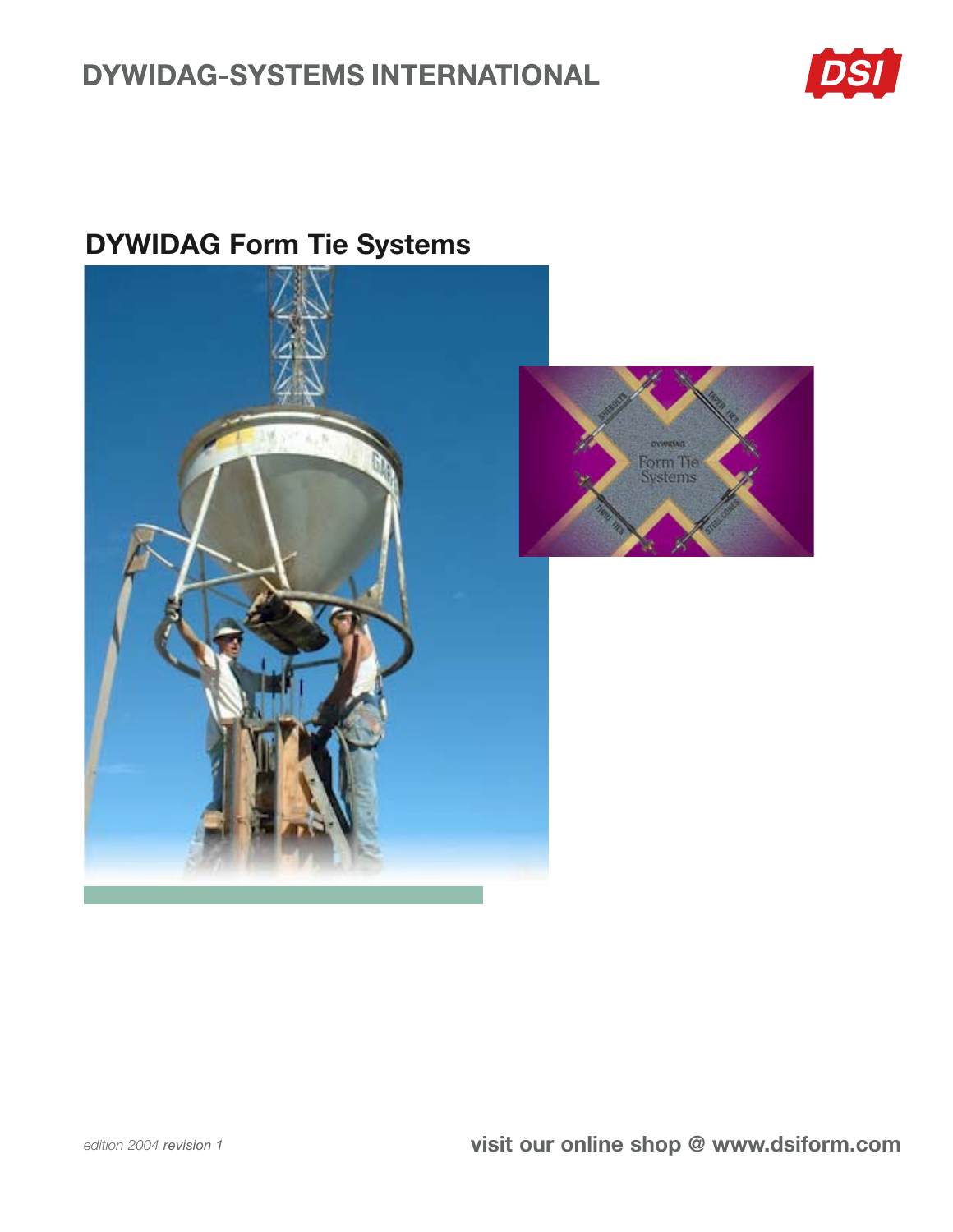# DYWIDAG-SYSTEMS INTERNATIONAL

## DYWIDAG Form Tie Systems

*edition 2004* ***revision 1***

**visit our online shop @ www.dsiform.com**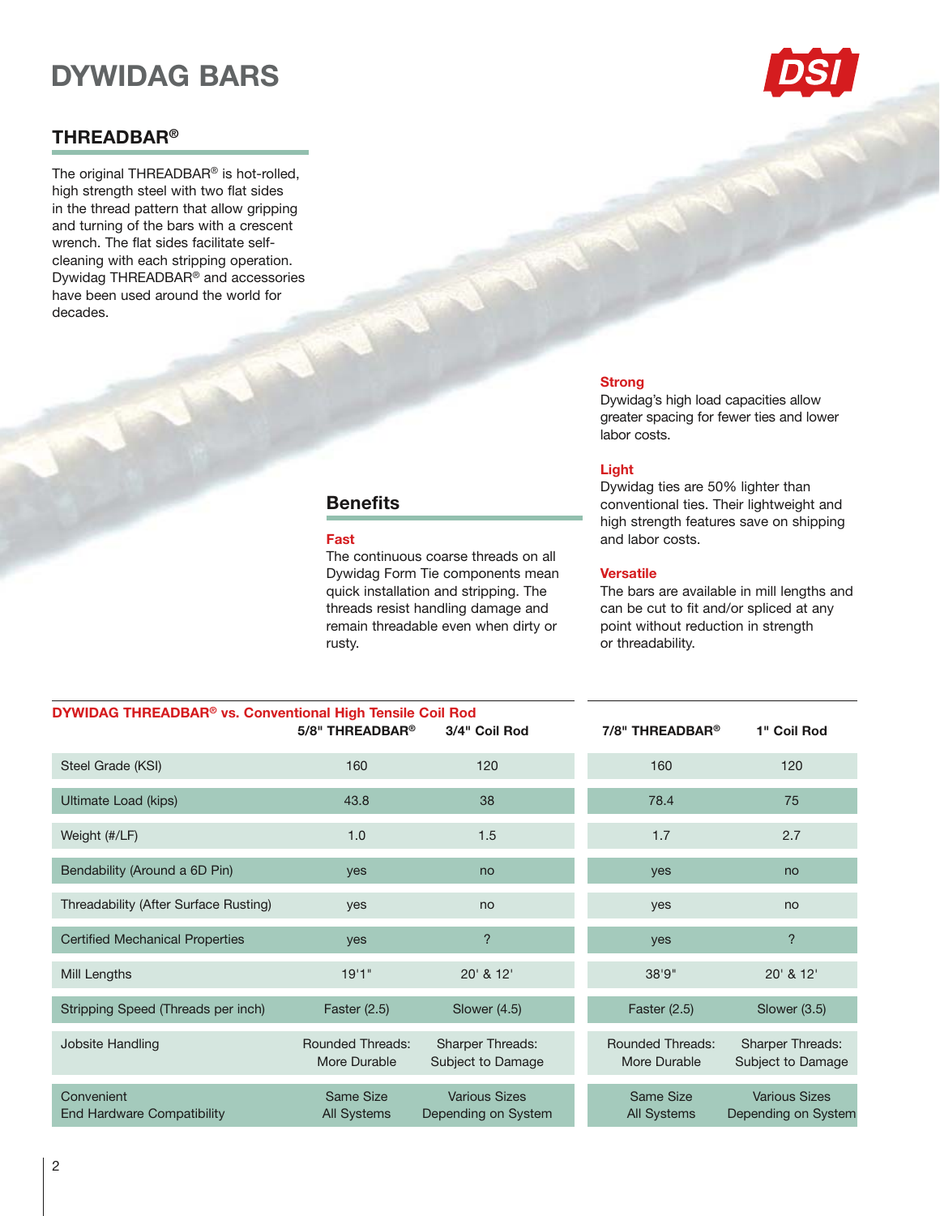# DYWIDAG BARS

## THREADBAR®

The original THREADBAR® is hot-rolled, high strength steel with two flat sides in the thread pattern that allow gripping and turning of the bars with a crescent wrench. The flat sides facilitate self-cleaning with each stripping operation. Dywidag THREADBAR® and accessories have been used around the world for decades.

## Benefits

**Fast**
The continuous coarse threads on all Dywidag Form Tie components mean quick installation and stripping. The threads resist handling damage and remain threadable even when dirty or rusty.

**Strong**
Dywidag's high load capacities allow greater spacing for fewer ties and lower labor costs.

**Light**
Dywidag ties are 50% lighter than conventional ties. Their lightweight and high strength features save on shipping and labor costs.

**Versatile**
The bars are available in mill lengths and can be cut to fit and/or spliced at any point without reduction in strength or threadability.

**DYWIDAG THREADBAR® vs. Conventional High Tensile Coil Rod**

| | 5/8" THREADBAR® | 3/4" Coil Rod | 7/8" THREADBAR® | 1" Coil Rod |
|---|---|---|---|---|
| Steel Grade (KSI) | 160 | 120 | 160 | 120 |
| Ultimate Load (kips) | 43.8 | 38 | 78.4 | 75 |
| Weight (#/LF) | 1.0 | 1.5 | 1.7 | 2.7 |
| Bendability (Around a 6D Pin) | yes | no | yes | no |
| Threadability (After Surface Rusting) | yes | no | yes | no |
| Certified Mechanical Properties | yes | ? | yes | ? |
| Mill Lengths | 19'1" | 20' & 12' | 38'9" | 20' & 12' |
| Stripping Speed (Threads per inch) | Faster (2.5) | Slower (4.5) | Faster (2.5) | Slower (3.5) |
| Jobsite Handling | Rounded Threads: More Durable | Sharper Threads: Subject to Damage | Rounded Threads: More Durable | Sharper Threads: Subject to Damage |
| Convenient End Hardware Compatibility | Same Size All Systems | Various Sizes Depending on System | Same Size All Systems | Various Sizes Depending on System |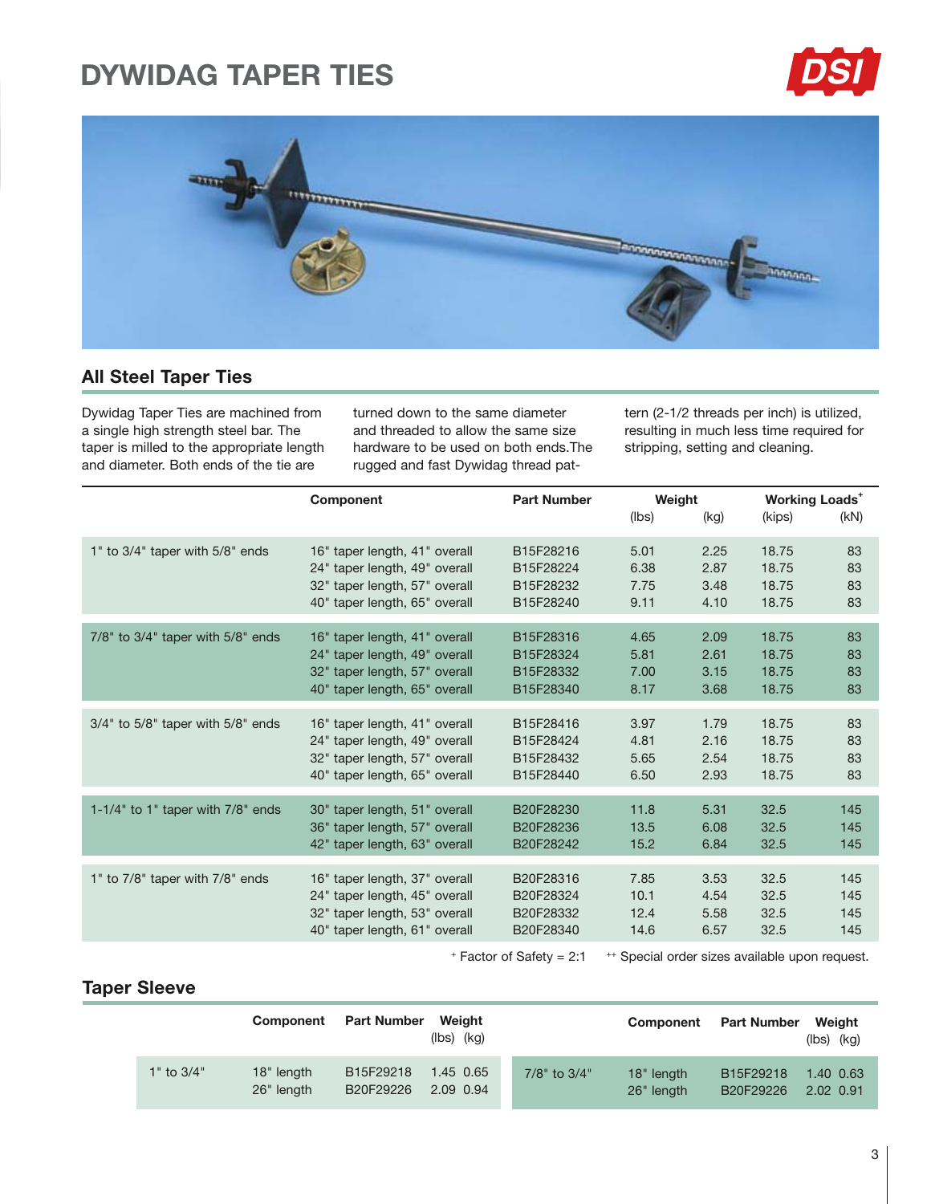# DYWIDAG TAPER TIES

## All Steel Taper Ties

Dywidag Taper Ties are machined from a single high strength steel bar. The taper is milled to the appropriate length and diameter. Both ends of the tie are turned down to the same diameter and threaded to allow the same size hardware to be used on both ends.The rugged and fast Dywidag thread pattern (2-1/2 threads per inch) is utilized, resulting in much less time required for stripping, setting and cleaning.

| | Component | Part Number | Weight (lbs) | Weight (kg) | Working Loads+ (kips) | Working Loads+ (kN) |
|---|---|---|---|---|---|---|
| 1" to 3/4" taper with 5/8" ends | 16" taper length, 41" overall | B15F28216 | 5.01 | 2.25 | 18.75 | 83 |
| | 24" taper length, 49" overall | B15F28224 | 6.38 | 2.87 | 18.75 | 83 |
| | 32" taper length, 57" overall | B15F28232 | 7.75 | 3.48 | 18.75 | 83 |
| | 40" taper length, 65" overall | B15F28240 | 9.11 | 4.10 | 18.75 | 83 |
| 7/8" to 3/4" taper with 5/8" ends | 16" taper length, 41" overall | B15F28316 | 4.65 | 2.09 | 18.75 | 83 |
| | 24" taper length, 49" overall | B15F28324 | 5.81 | 2.61 | 18.75 | 83 |
| | 32" taper length, 57" overall | B15F28332 | 7.00 | 3.15 | 18.75 | 83 |
| | 40" taper length, 65" overall | B15F28340 | 8.17 | 3.68 | 18.75 | 83 |
| 3/4" to 5/8" taper with 5/8" ends | 16" taper length, 41" overall | B15F28416 | 3.97 | 1.79 | 18.75 | 83 |
| | 24" taper length, 49" overall | B15F28424 | 4.81 | 2.16 | 18.75 | 83 |
| | 32" taper length, 57" overall | B15F28432 | 5.65 | 2.54 | 18.75 | 83 |
| | 40" taper length, 65" overall | B15F28440 | 6.50 | 2.93 | 18.75 | 83 |
| 1-1/4" to 1" taper with 7/8" ends | 30" taper length, 51" overall | B20F28230 | 11.8 | 5.31 | 32.5 | 145 |
| | 36" taper length, 57" overall | B20F28236 | 13.5 | 6.08 | 32.5 | 145 |
| | 42" taper length, 63" overall | B20F28242 | 15.2 | 6.84 | 32.5 | 145 |
| 1" to 7/8" taper with 7/8" ends | 16" taper length, 37" overall | B20F28316 | 7.85 | 3.53 | 32.5 | 145 |
| | 24" taper length, 45" overall | B20F28324 | 10.1 | 4.54 | 32.5 | 145 |
| | 32" taper length, 53" overall | B20F28332 | 12.4 | 5.58 | 32.5 | 145 |
| | 40" taper length, 61" overall | B20F28340 | 14.6 | 6.57 | 32.5 | 145 |

+ Factor of Safety = 2:1    ++ Special order sizes available upon request.

## Taper Sleeve

| | Component | Part Number | Weight (lbs) | Weight (kg) |
|---|---|---|---|---|
| 1" to 3/4" | 18" length | B15F29218 | 1.45 | 0.65 |
| | 26" length | B20F29226 | 2.09 | 0.94 |
| 7/8" to 3/4" | 18" length | B15F29218 | 1.40 | 0.63 |
| | 26" length | B20F29226 | 2.02 | 0.91 |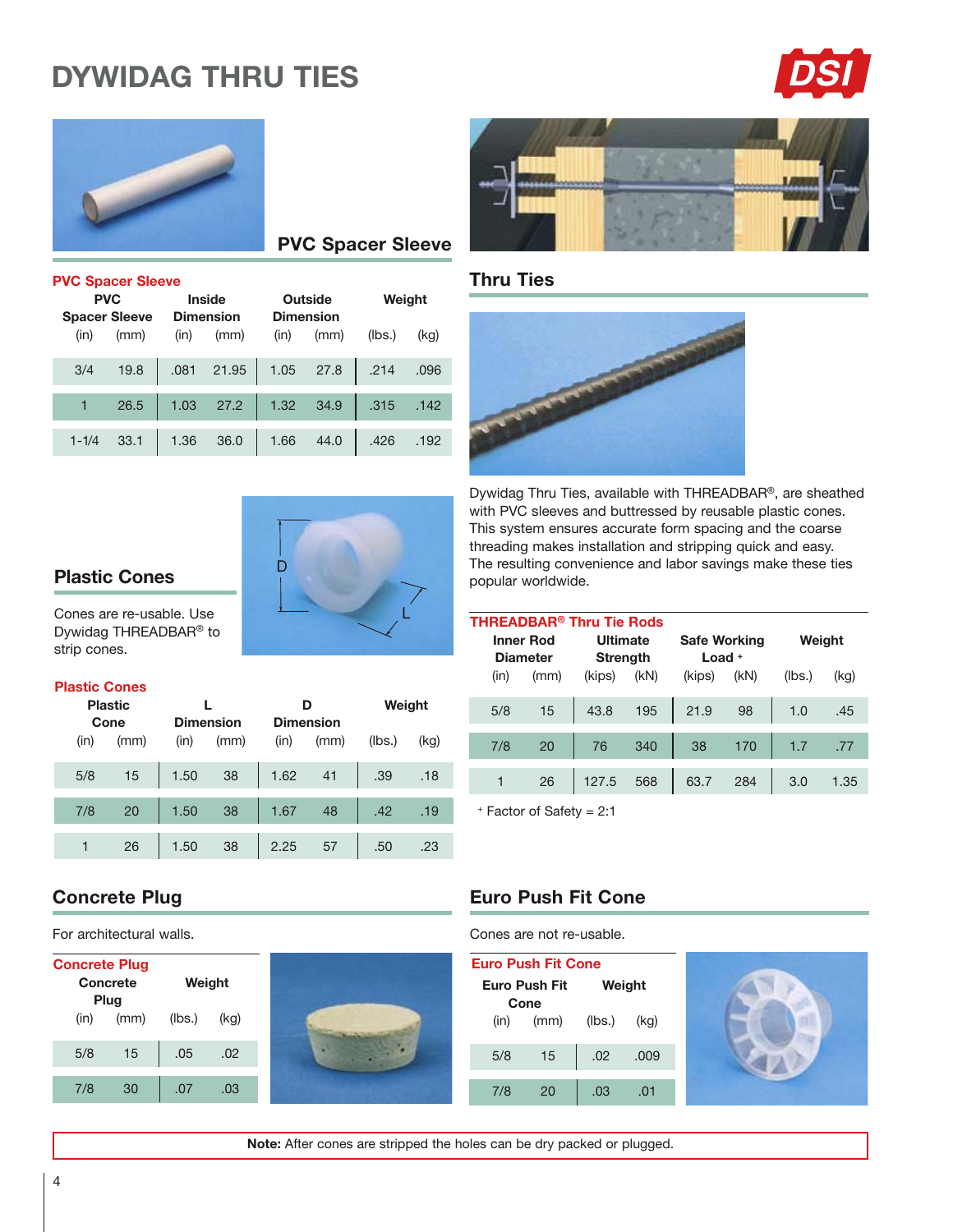# DYWIDAG THRU TIES

## PVC Spacer Sleeve

**PVC Spacer Sleeve**

| PVC Spacer Sleeve (in) | (mm) | Inside Dimension (in) | (mm) | Outside Dimension (in) | (mm) | Weight (lbs.) | (kg) |
|---|---|---|---|---|---|---|---|
| 3/4 | 19.8 | .081 | 21.95 | 1.05 | 27.8 | .214 | .096 |
| 1 | 26.5 | 1.03 | 27.2 | 1.32 | 34.9 | .315 | .142 |
| 1-1/4 | 33.1 | 1.36 | 36.0 | 1.66 | 44.0 | .426 | .192 |

## Thru Ties

Dywidag Thru Ties, available with THREADBAR®, are sheathed with PVC sleeves and buttressed by reusable plastic cones. This system ensures accurate form spacing and the coarse threading makes installation and stripping quick and easy. The resulting convenience and labor savings make these ties popular worldwide.

**THREADBAR® Thru Tie Rods**

| Inner Rod Diameter (in) | (mm) | Ultimate Strength (kips) | (kN) | Safe Working Load + (kips) | (kN) | Weight (lbs.) | (kg) |
|---|---|---|---|---|---|---|---|
| 5/8 | 15 | 43.8 | 195 | 21.9 | 98 | 1.0 | .45 |
| 7/8 | 20 | 76 | 340 | 38 | 170 | 1.7 | .77 |
| 1 | 26 | 127.5 | 568 | 63.7 | 284 | 3.0 | 1.35 |

+ Factor of Safety = 2:1

## Plastic Cones

Cones are re-usable. Use Dywidag THREADBAR® to strip cones.

**Plastic Cones**

| Plastic Cone (in) | (mm) | L Dimension (in) | (mm) | D Dimension (in) | (mm) | Weight (lbs.) | (kg) |
|---|---|---|---|---|---|---|---|
| 5/8 | 15 | 1.50 | 38 | 1.62 | 41 | .39 | .18 |
| 7/8 | 20 | 1.50 | 38 | 1.67 | 48 | .42 | .19 |
| 1 | 26 | 1.50 | 38 | 2.25 | 57 | .50 | .23 |

## Concrete Plug

For architectural walls.

**Concrete Plug**

| Concrete Plug (in) | (mm) | Weight (lbs.) | (kg) |
|---|---|---|---|
| 5/8 | 15 | .05 | .02 |
| 7/8 | 30 | .07 | .03 |

## Euro Push Fit Cone

Cones are not re-usable.

**Euro Push Fit Cone**

| Euro Push Fit Cone (in) | (mm) | Weight (lbs.) | (kg) |
|---|---|---|---|
| 5/8 | 15 | .02 | .009 |
| 7/8 | 20 | .03 | .01 |

**Note:** After cones are stripped the holes can be dry packed or plugged.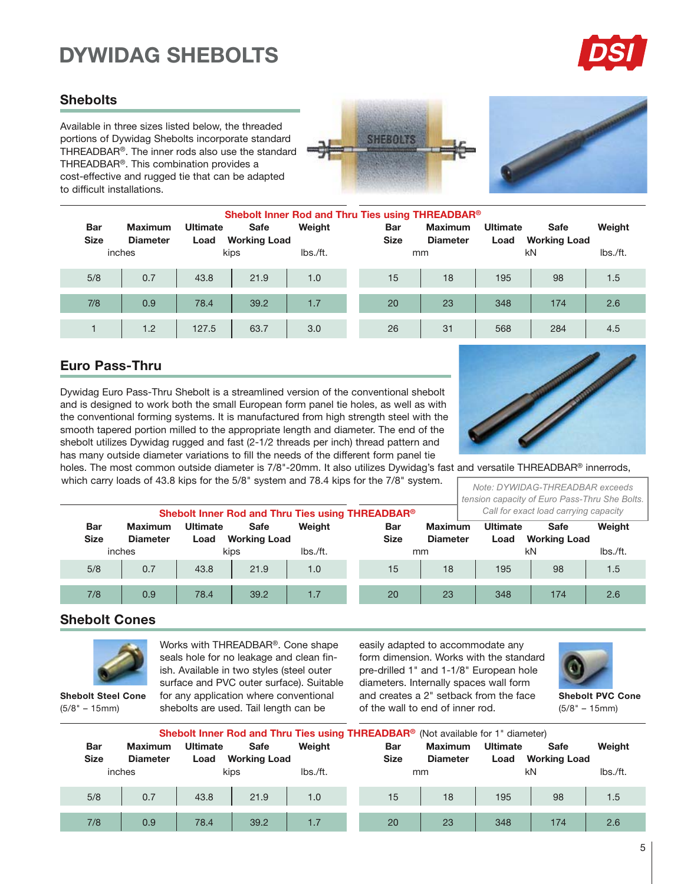# DYWIDAG SHEBOLTS

## Shebolts

Available in three sizes listed below, the threaded portions of Dywidag Shebolts incorporate standard THREADBAR®. The inner rods also use the standard THREADBAR®. This combination provides a cost-effective and rugged tie that can be adapted to difficult installations.

**Shebolt Inner Rod and Thru Ties using THREADBAR®**

| Bar Size | Maximum Diameter | Ultimate Load | Safe Working Load | Weight | Bar Size | Maximum Diameter | Ultimate Load | Safe Working Load | Weight |
|---|---|---|---|---|---|---|---|---|---|
| inches | | kips | | lbs./ft. | mm | | kN | | lbs./ft. |
| 5/8 | 0.7 | 43.8 | 21.9 | 1.0 | 15 | 18 | 195 | 98 | 1.5 |
| 7/8 | 0.9 | 78.4 | 39.2 | 1.7 | 20 | 23 | 348 | 174 | 2.6 |
| 1 | 1.2 | 127.5 | 63.7 | 3.0 | 26 | 31 | 568 | 284 | 4.5 |

## Euro Pass-Thru

Dywidag Euro Pass-Thru Shebolt is a streamlined version of the conventional shebolt and is designed to work both the small European form panel tie holes, as well as with the conventional forming systems. It is manufactured from high strength steel with the smooth tapered portion milled to the appropriate length and diameter. The end of the shebolt utilizes Dywidag rugged and fast (2-1/2 threads per inch) thread pattern and has many outside diameter variations to fill the needs of the different form panel tie holes. The most common outside diameter is 7/8"-20mm. It also utilizes Dywidag's fast and versatile THREADBAR® innerrods, which carry loads of 43.8 kips for the 5/8" system and 78.4 kips for the 7/8" system.

*Note: DYWIDAG-THREADBAR exceeds tension capacity of Euro Pass-Thru She Bolts. Call for exact load carrying capacity*

**Shebolt Inner Rod and Thru Ties using THREADBAR®**

| Bar Size | Maximum Diameter | Ultimate Load | Safe Working Load | Weight | Bar Size | Maximum Diameter | Ultimate Load | Safe Working Load | Weight |
|---|---|---|---|---|---|---|---|---|---|
| inches | | kips | | lbs./ft. | mm | | kN | | lbs./ft. |
| 5/8 | 0.7 | 43.8 | 21.9 | 1.0 | 15 | 18 | 195 | 98 | 1.5 |
| 7/8 | 0.9 | 78.4 | 39.2 | 1.7 | 20 | 23 | 348 | 174 | 2.6 |

## Shebolt Cones

**Shebolt Steel Cone**
(5/8" – 15mm)

Works with THREADBAR®. Cone shape seals hole for no leakage and clean finish. Available in two styles (steel outer surface and PVC outer surface). Suitable for any application where conventional shebolts are used. Tail length can be easily adapted to accommodate any form dimension. Works with the standard pre-drilled 1" and 1-1/8" European hole diameters. Internally spaces wall form and creates a 2" setback from the face of the wall to end of inner rod.

**Shebolt PVC Cone**
(5/8" – 15mm)

**Shebolt Inner Rod and Thru Ties using THREADBAR®** (Not available for 1" diameter)

| Bar Size | Maximum Diameter | Ultimate Load | Safe Working Load | Weight | Bar Size | Maximum Diameter | Ultimate Load | Safe Working Load | Weight |
|---|---|---|---|---|---|---|---|---|---|
| inches | | kips | | lbs./ft. | mm | | kN | | lbs./ft. |
| 5/8 | 0.7 | 43.8 | 21.9 | 1.0 | 15 | 18 | 195 | 98 | 1.5 |
| 7/8 | 0.9 | 78.4 | 39.2 | 1.7 | 20 | 23 | 348 | 174 | 2.6 |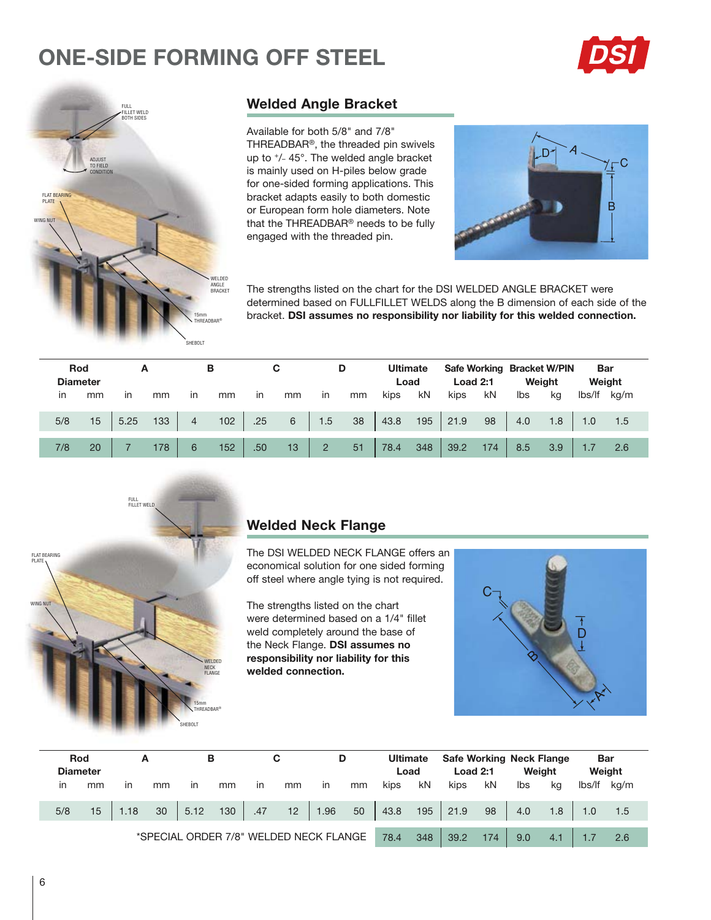# ONE-SIDE FORMING OFF STEEL

FULL FILLET WELD BOTH SIDES

ADJUST TO FIELD CONDITION

FLAT BEARING PLATE

WING NUT

WELDED ANGLE BRACKET

15mm THREADBAR®

SHEBOLT

## Welded Angle Bracket

Available for both 5/8" and 7/8" THREADBAR®, the threaded pin swivels up to +/- 45°. The welded angle bracket is mainly used on H-piles below grade for one-sided forming applications. This bracket adapts easily to both domestic or European form hole diameters. Note that the THREADBAR® needs to be fully engaged with the threaded pin.

The strengths listed on the chart for the DSI WELDED ANGLE BRACKET were determined based on FULLFILLET WELDS along the B dimension of each side of the bracket. **DSI assumes no responsibility nor liability for this welded connection.**

| Rod Diameter | | A | | B | | C | | D | | Ultimate Load | | Safe Working Load 2:1 | | Bracket W/PIN Weight | | Bar Weight | |
|---|---|---|---|---|---|---|---|---|---|---|---|---|---|---|---|---|---|
| in | mm | in | mm | in | mm | in | mm | in | mm | kips | kN | kips | kN | lbs | kg | lbs/lf | kg/m |
| 5/8 | 15 | 5.25 | 133 | 4 | 102 | .25 | 6 | 1.5 | 38 | 43.8 | 195 | 21.9 | 98 | 4.0 | 1.8 | 1.0 | 1.5 |
| 7/8 | 20 | 7 | 178 | 6 | 152 | .50 | 13 | 2 | 51 | 78.4 | 348 | 39.2 | 174 | 8.5 | 3.9 | 1.7 | 2.6 |

FULL FILLET WELD

FLAT BEARING PLATE

WING NUT

WELDED NECK FLANGE

15mm THREADBAR®

SHEBOLT

## Welded Neck Flange

The DSI WELDED NECK FLANGE offers an economical solution for one sided forming off steel where angle tying is not required.

The strengths listed on the chart were determined based on a 1/4" fillet weld completely around the base of the Neck Flange. **DSI assumes no responsibility nor liability for this welded connection.**

| Rod Diameter | | A | | B | | C | | D | | Ultimate Load | | Safe Working Load 2:1 | | Neck Flange Weight | | Bar Weight | |
|---|---|---|---|---|---|---|---|---|---|---|---|---|---|---|---|---|---|
| in | mm | in | mm | in | mm | in | mm | in | mm | kips | kN | kips | kN | lbs | kg | lbs/lf | kg/m |
| 5/8 | 15 | 1.18 | 30 | 5.12 | 130 | .47 | 12 | 1.96 | 50 | 43.8 | 195 | 21.9 | 98 | 4.0 | 1.8 | 1.0 | 1.5 |
| *SPECIAL ORDER 7/8" WELDED NECK FLANGE | | | | | | | | | | 78.4 | 348 | 39.2 | 174 | 9.0 | 4.1 | 1.7 | 2.6 |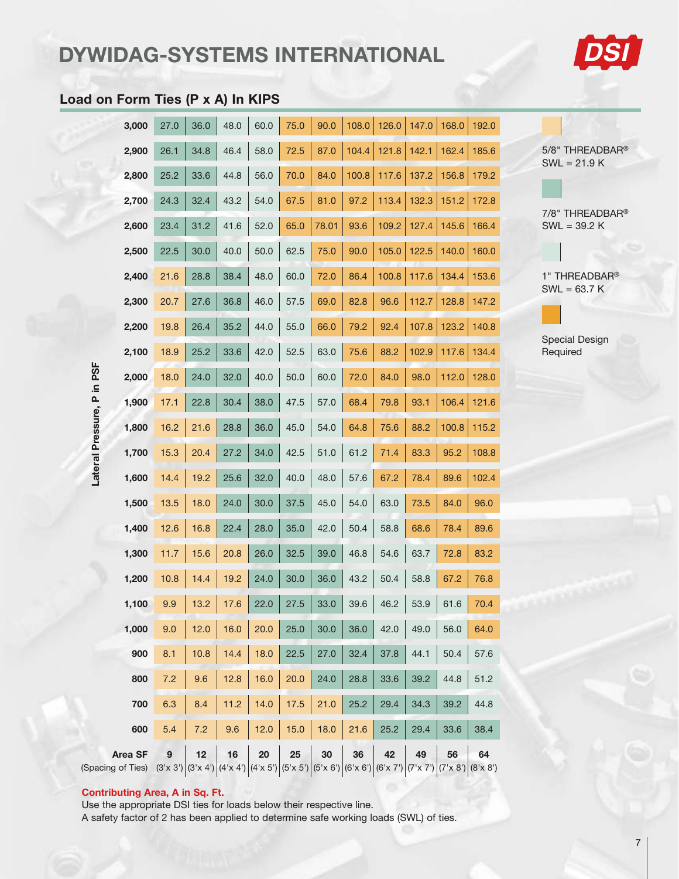## DYWIDAG-SYSTEMS INTERNATIONAL

### Load on Form Ties (P x A) In KIPS

| Lateral Pressure, P in PSF | 9 (3'x 3') | 12 (3'x 4') | 16 (4'x 4') | 20 (4'x 5') | 25 (5'x 5') | 30 (5'x 6') | 36 (6'x 6') | 42 (6'x 7') | 49 (7'x 7') | 56 (7'x 8') | 64 (8'x 8') |
|---|---|---|---|---|---|---|---|---|---|---|---|
| 3,000 | 27.0 | 36.0 | 48.0 | 60.0 | 75.0 | 90.0 | 108.0 | 126.0 | 147.0 | 168.0 | 192.0 |
| 2,900 | 26.1 | 34.8 | 46.4 | 58.0 | 72.5 | 87.0 | 104.4 | 121.8 | 142.1 | 162.4 | 185.6 |
| 2,800 | 25.2 | 33.6 | 44.8 | 56.0 | 70.0 | 84.0 | 100.8 | 117.6 | 137.2 | 156.8 | 179.2 |
| 2,700 | 24.3 | 32.4 | 43.2 | 54.0 | 67.5 | 81.0 | 97.2 | 113.4 | 132.3 | 151.2 | 172.8 |
| 2,600 | 23.4 | 31.2 | 41.6 | 52.0 | 65.0 | 78.01 | 93.6 | 109.2 | 127.4 | 145.6 | 166.4 |
| 2,500 | 22.5 | 30.0 | 40.0 | 50.0 | 62.5 | 75.0 | 90.0 | 105.0 | 122.5 | 140.0 | 160.0 |
| 2,400 | 21.6 | 28.8 | 38.4 | 48.0 | 60.0 | 72.0 | 86.4 | 100.8 | 117.6 | 134.4 | 153.6 |
| 2,300 | 20.7 | 27.6 | 36.8 | 46.0 | 57.5 | 69.0 | 82.8 | 96.6 | 112.7 | 128.8 | 147.2 |
| 2,200 | 19.8 | 26.4 | 35.2 | 44.0 | 55.0 | 66.0 | 79.2 | 92.4 | 107.8 | 123.2 | 140.8 |
| 2,100 | 18.9 | 25.2 | 33.6 | 42.0 | 52.5 | 63.0 | 75.6 | 88.2 | 102.9 | 117.6 | 134.4 |
| 2,000 | 18.0 | 24.0 | 32.0 | 40.0 | 50.0 | 60.0 | 72.0 | 84.0 | 98.0 | 112.0 | 128.0 |
| 1,900 | 17.1 | 22.8 | 30.4 | 38.0 | 47.5 | 57.0 | 68.4 | 79.8 | 93.1 | 106.4 | 121.6 |
| 1,800 | 16.2 | 21.6 | 28.8 | 36.0 | 45.0 | 54.0 | 64.8 | 75.6 | 88.2 | 100.8 | 115.2 |
| 1,700 | 15.3 | 20.4 | 27.2 | 34.0 | 42.5 | 51.0 | 61.2 | 71.4 | 83.3 | 95.2 | 108.8 |
| 1,600 | 14.4 | 19.2 | 25.6 | 32.0 | 40.0 | 48.0 | 57.6 | 67.2 | 78.4 | 89.6 | 102.4 |
| 1,500 | 13.5 | 18.0 | 24.0 | 30.0 | 37.5 | 45.0 | 54.0 | 63.0 | 73.5 | 84.0 | 96.0 |
| 1,400 | 12.6 | 16.8 | 22.4 | 28.0 | 35.0 | 42.0 | 50.4 | 58.8 | 68.6 | 78.4 | 89.6 |
| 1,300 | 11.7 | 15.6 | 20.8 | 26.0 | 32.5 | 39.0 | 46.8 | 54.6 | 63.7 | 72.8 | 83.2 |
| 1,200 | 10.8 | 14.4 | 19.2 | 24.0 | 30.0 | 36.0 | 43.2 | 50.4 | 58.8 | 67.2 | 76.8 |
| 1,100 | 9.9 | 13.2 | 17.6 | 22.0 | 27.5 | 33.0 | 39.6 | 46.2 | 53.9 | 61.6 | 70.4 |
| 1,000 | 9.0 | 12.0 | 16.0 | 20.0 | 25.0 | 30.0 | 36.0 | 42.0 | 49.0 | 56.0 | 64.0 |
| 900 | 8.1 | 10.8 | 14.4 | 18.0 | 22.5 | 27.0 | 32.4 | 37.8 | 44.1 | 50.4 | 57.6 |
| 800 | 7.2 | 9.6 | 12.8 | 16.0 | 20.0 | 24.0 | 28.8 | 33.6 | 39.2 | 44.8 | 51.2 |
| 700 | 6.3 | 8.4 | 11.2 | 14.0 | 17.5 | 21.0 | 25.2 | 29.4 | 34.3 | 39.2 | 44.8 |
| 600 | 5.4 | 7.2 | 9.6 | 12.0 | 15.0 | 18.0 | 21.6 | 25.2 | 29.4 | 33.6 | 38.4 |
| **Area SF** (Spacing of Ties) | **9** (3'x 3') | **12** (3'x 4') | **16** (4'x 4') | **20** (4'x 5') | **25** (5'x 5') | **30** (5'x 6') | **36** (6'x 6') | **42** (6'x 7') | **49** (7'x 7') | **56** (7'x 8') | **64** (8'x 8') |

Legend:
- 5/8" THREADBAR® SWL = 21.9 K
- 7/8" THREADBAR® SWL = 39.2 K
- 1" THREADBAR® SWL = 63.7 K
- Special Design Required

**Contributing Area, A in Sq. Ft.**

Use the appropriate DSI ties for loads below their respective line.

A safety factor of 2 has been applied to determine safe working loads (SWL) of ties.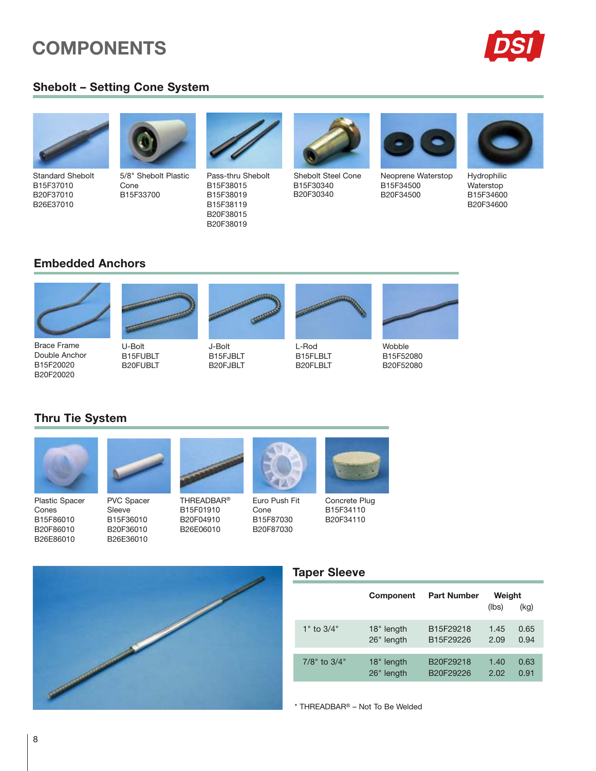# COMPONENTS

## Shebolt – Setting Cone System

Standard Shebolt
B15F37010
B20F37010
B26E37010

5/8" Shebolt Plastic Cone
B15F33700

Pass-thru Shebolt
B15F38015
B15F38019
B15F38119
B20F38015
B20F38019

Shebolt Steel Cone
B15F30340
B20F30340

Neoprene Waterstop
B15F34500
B20F34500

Hydrophilic Waterstop
B15F34600
B20F34600

## Embedded Anchors

Brace Frame Double Anchor
B15F20020
B20F20020

U-Bolt
B15FUBLT
B20FUBLT

J-Bolt
B15FJBLT
B20FJBLT

L-Rod
B15FLBLT
B20FLBLT

Wobble
B15F52080
B20F52080

## Thru Tie System

Plastic Spacer Cones
B15F86010
B20F86010
B26E86010

PVC Spacer Sleeve
B15F36010
B20F36010
B26E36010

THREADBAR®
B15F01910
B20F04910
B26E06010

Euro Push Fit Cone
B15F87030
B20F87030

Concrete Plug
B15F34110
B20F34110

## Taper Sleeve

| | Component | Part Number | Weight (lbs) | Weight (kg) |
|---|---|---|---|---|
| 1" to 3/4" | 18" length | B15F29218 | 1.45 | 0.65 |
| | 26" length | B15F29226 | 2.09 | 0.94 |
| 7/8" to 3/4" | 18" length | B20F29218 | 1.40 | 0.63 |
| | 26" length | B20F29226 | 2.02 | 0.91 |

* THREADBAR® – Not To Be Welded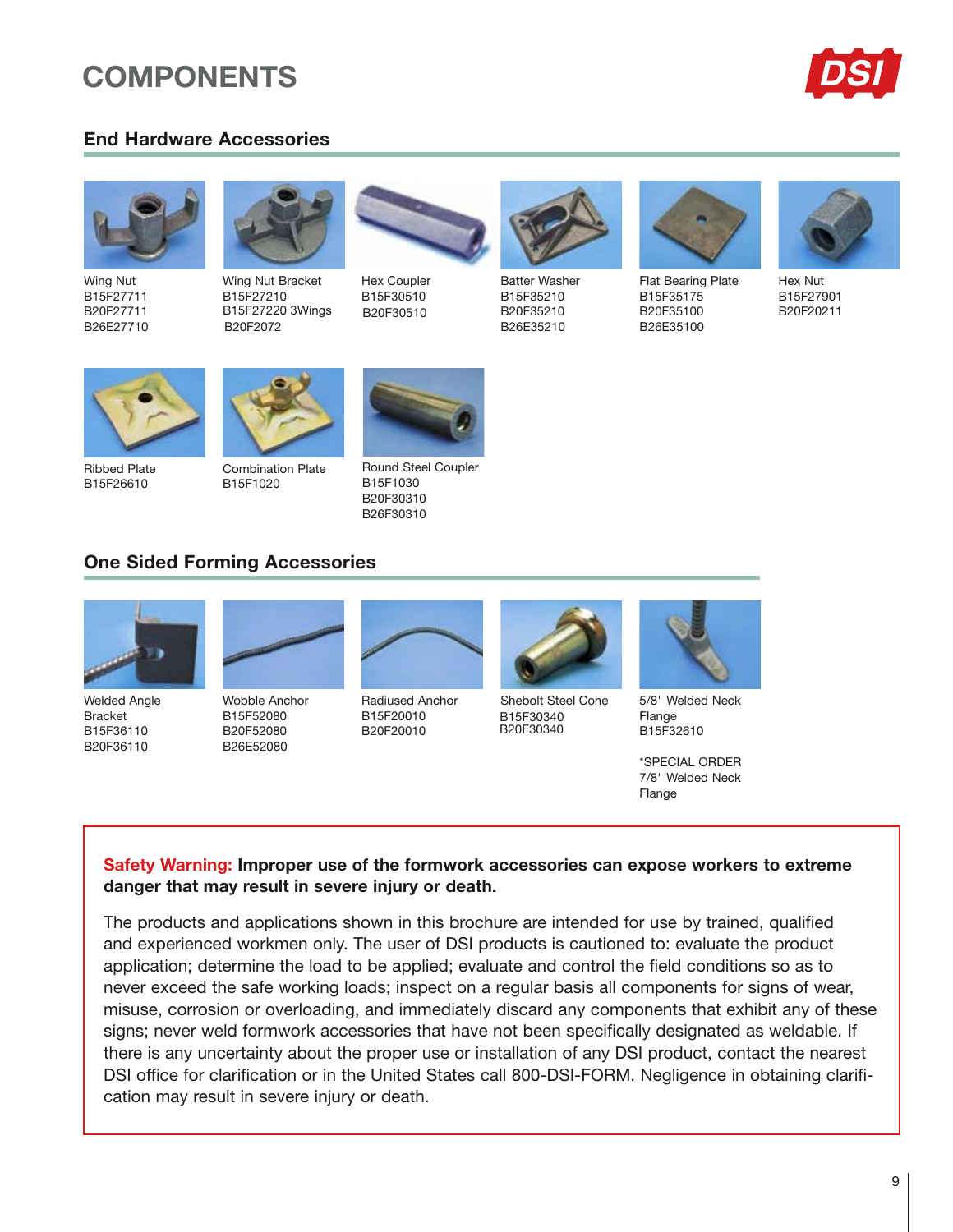# COMPONENTS

## End Hardware Accessories

Wing Nut
B15F27711
B20F27711
B26E27710

Wing Nut Bracket
B15F27210
B15F27220 3Wings
B20F2072

Hex Coupler
B15F30510
B20F30510

Batter Washer
B15F35210
B20F35210
B26E35210

Flat Bearing Plate
B15F35175
B20F35100
B26E35100

Hex Nut
B15F27901
B20F20211

Ribbed Plate
B15F26610

Combination Plate
B15F1020

Round Steel Coupler
B15F1030
B20F30310
B26F30310

## One Sided Forming Accessories

Welded Angle Bracket
B15F36110
B20F36110

Wobble Anchor
B15F52080
B20F52080
B26E52080

Radiused Anchor
B15F20010
B20F20010

Shebolt Steel Cone
B15F30340
B20F30340

5/8" Welded Neck Flange
B15F32610

*SPECIAL ORDER 7/8" Welded Neck Flange

**Safety Warning: Improper use of the formwork accessories can expose workers to extreme danger that may result in severe injury or death.**

The products and applications shown in this brochure are intended for use by trained, qualified and experienced workmen only. The user of DSI products is cautioned to: evaluate the product application; determine the load to be applied; evaluate and control the field conditions so as to never exceed the safe working loads; inspect on a regular basis all components for signs of wear, misuse, corrosion or overloading, and immediately discard any components that exhibit any of these signs; never weld formwork accessories that have not been specifically designated as weldable. If there is any uncertainty about the proper use or installation of any DSI product, contact the nearest DSI office for clarification or in the United States call 800-DSI-FORM. Negligence in obtaining clarification may result in severe injury or death.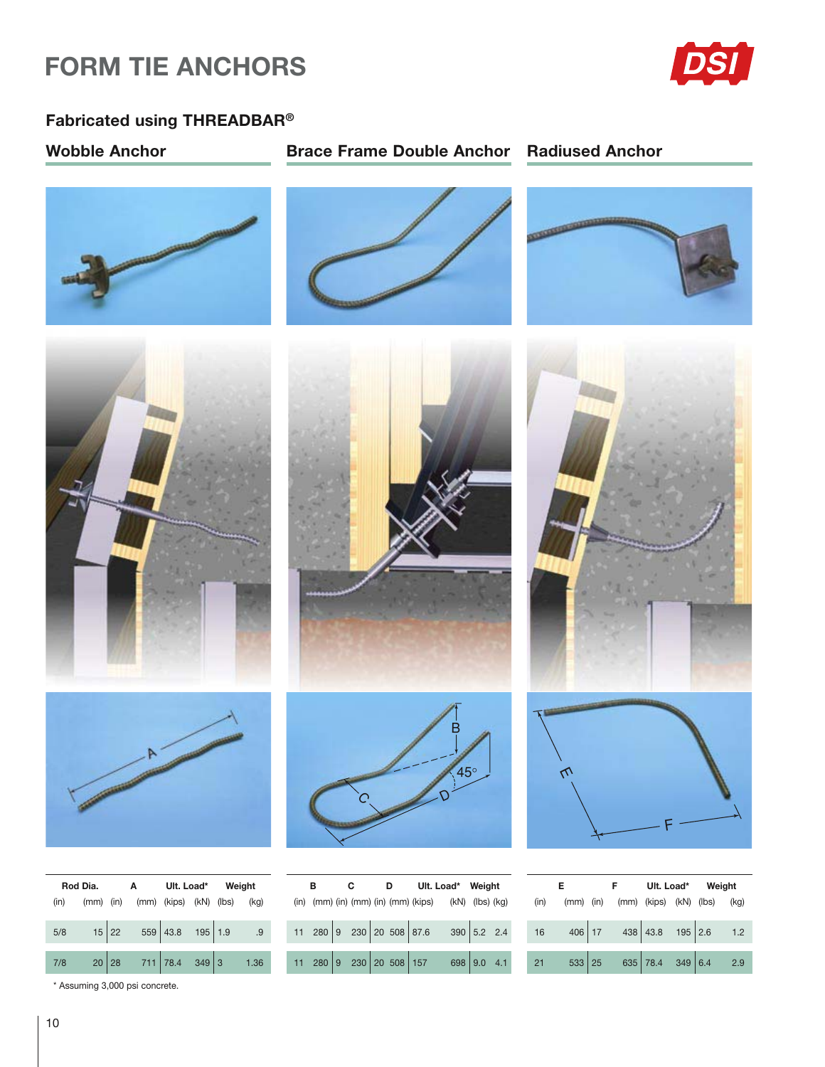# FORM TIE ANCHORS

## Fabricated using THREADBAR®

### Wobble Anchor

| Rod Dia. | | A | | Ult. Load* | | Weight | |
|---|---|---|---|---|---|---|---|
| (in) | (mm) | (in) | (mm) | (kips) | (kN) | (lbs) | (kg) |
| 5/8 | 15 | 22 | 559 | 43.8 | 195 | 1.9 | .9 |
| 7/8 | 20 | 28 | 711 | 78.4 | 349 | 3 | 1.36 |

\* Assuming 3,000 psi concrete.

### Brace Frame Double Anchor

| B | | C | | D | | Ult. Load* | | Weight | |
|---|---|---|---|---|---|---|---|---|---|
| (in) | (mm) | (in) | (mm) | (in) | (mm) | (kips) | (kN) | (lbs) | (kg) |
| 11 | 280 | 9 | 230 | 20 | 508 | 87.6 | 390 | 5.2 | 2.4 |
| 11 | 280 | 9 | 230 | 20 | 508 | 157 | 698 | 9.0 | 4.1 |

### Radiused Anchor

| E | | F | | Ult. Load* | | Weight | |
|---|---|---|---|---|---|---|---|
| (in) | (mm) | (in) | (mm) | (kips) | (kN) | (lbs) | (kg) |
| 16 | 406 | 17 | 438 | 43.8 | 195 | 2.6 | 1.2 |
| 21 | 533 | 25 | 635 | 78.4 | 349 | 6.4 | 2.9 |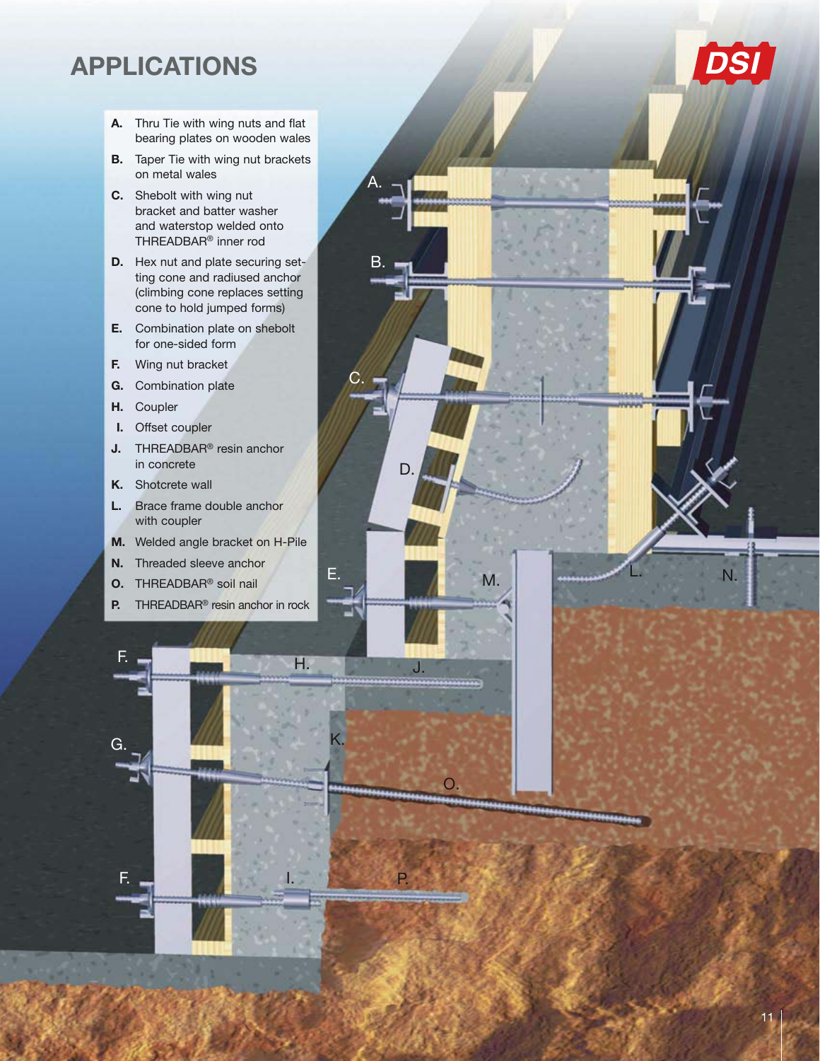# APPLICATIONS

- **A.** Thru Tie with wing nuts and flat bearing plates on wooden wales
- **B.** Taper Tie with wing nut brackets on metal wales
- **C.** Shebolt with wing nut bracket and batter washer and waterstop welded onto THREADBAR® inner rod
- **D.** Hex nut and plate securing setting cone and radiused anchor (climbing cone replaces setting cone to hold jumped forms)
- **E.** Combination plate on shebolt for one-sided form
- **F.** Wing nut bracket
- **G.** Combination plate
- **H.** Coupler
- **I.** Offset coupler
- **J.** THREADBAR® resin anchor in concrete
- **K.** Shotcrete wall
- **L.** Brace frame double anchor with coupler
- **M.** Welded angle bracket on H-Pile
- **N.** Threaded sleeve anchor
- **O.** THREADBAR® soil nail
- **P.** THREADBAR® resin anchor in rock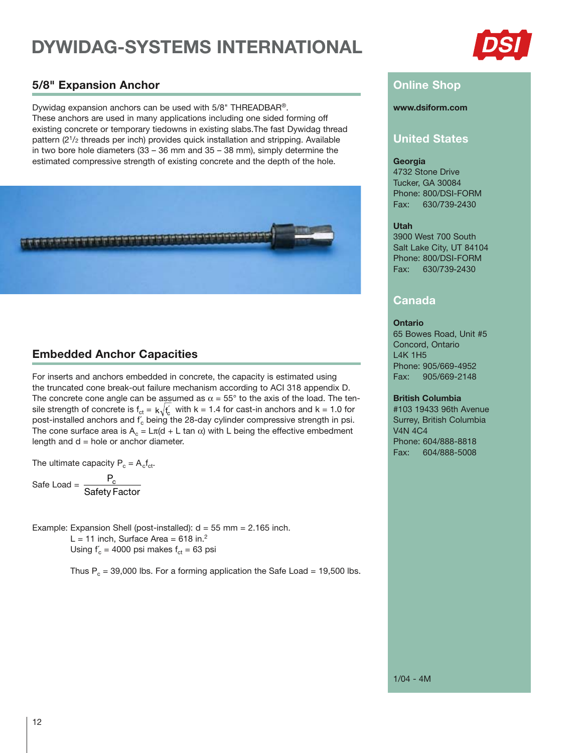# DYWIDAG-SYSTEMS INTERNATIONAL

## 5/8" Expansion Anchor

Dywidag expansion anchors can be used with 5/8" THREADBAR®. These anchors are used in many applications including one sided forming off existing concrete or temporary tiedowns in existing slabs. The fast Dywidag thread pattern ($2^1/_2$ threads per inch) provides quick installation and stripping. Available in two bore hole diameters (33 – 36 mm and 35 – 38 mm), simply determine the estimated compressive strength of existing concrete and the depth of the hole.

## Embedded Anchor Capacities

For inserts and anchors embedded in concrete, the capacity is estimated using the truncated cone break-out failure mechanism according to ACI 318 appendix D. The concrete cone angle can be assumed as $\alpha = 55°$ to the axis of the load. The tensile strength of concrete is $f_{ct} = k\sqrt{f'_c}$ with k = 1.4 for cast-in anchors and k = 1.0 for post-installed anchors and $f'_c$ being the 28-day cylinder compressive strength in psi. The cone surface area is $A_c = L\pi(d + L \tan \alpha)$ with L being the effective embedment length and d = hole or anchor diameter.

The ultimate capacity $P_c = A_c f_{ct}$.

$$\text{Safe Load} = \frac{P_c}{\text{Safety Factor}}$$

Example: Expansion Shell (post-installed): d = 55 mm = 2.165 inch.
L = 11 inch, Surface Area = 618 in.$^2$
Using $f'_c$ = 4000 psi makes $f_{ct}$ = 63 psi

Thus $P_c$ = 39,000 lbs. For a forming application the Safe Load = 19,500 lbs.

## Online Shop

**www.dsiform.com**

## United States

**Georgia**
4732 Stone Drive
Tucker, GA 30084
Phone: 800/DSI-FORM
Fax: 630/739-2430

**Utah**
3900 West 700 South
Salt Lake City, UT 84104
Phone: 800/DSI-FORM
Fax: 630/739-2430

## Canada

**Ontario**
65 Bowes Road, Unit #5
Concord, Ontario
L4K 1H5
Phone: 905/669-4952
Fax: 905/669-2148

**British Columbia**
#103 19433 96th Avenue
Surrey, British Columbia
V4N 4C4
Phone: 604/888-8818
Fax: 604/888-5008

1/04 - 4M